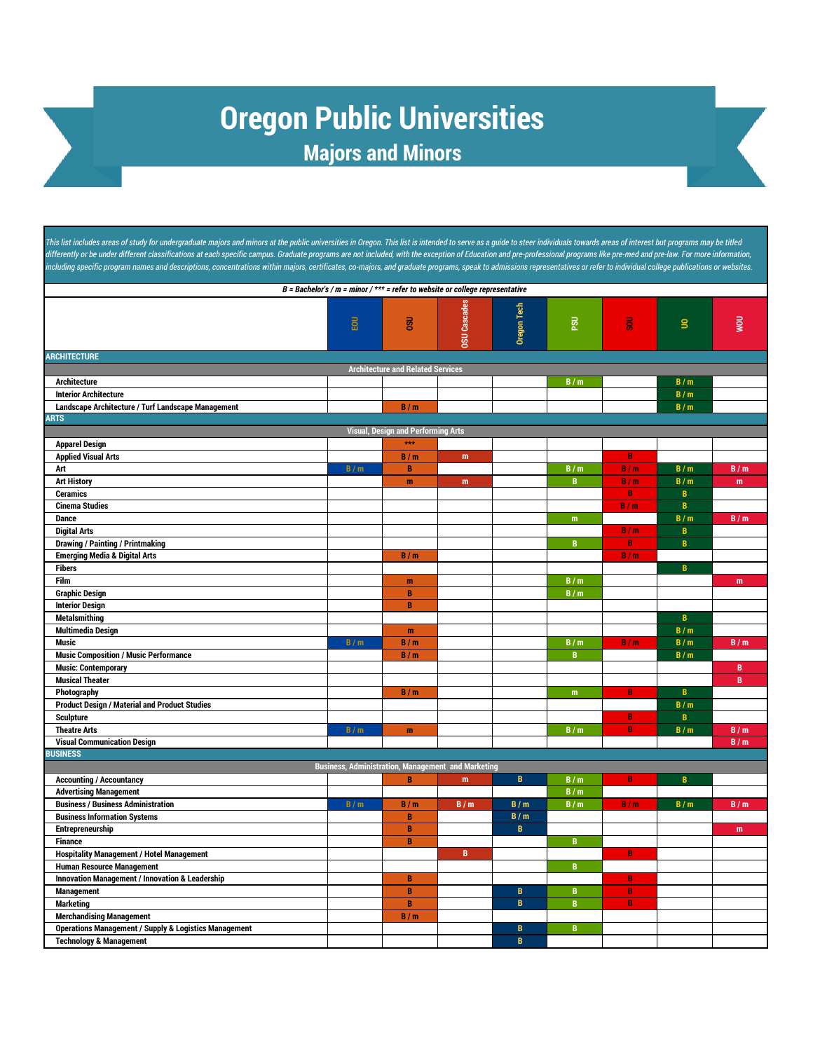# Oregon Public Universities

## Majors and Minors

*This list includes areas of study for undergraduate majors and minors at the public universities in Oregon. This list is intended to serve as a guide to steer individuals towards areas of interest but programs may be titled differently or be under different classifications at each specific campus. Graduate programs are not included, with the exception of Education and pre-professional programs like pre-med and pre-law. For more information, including specific program names and descriptions, concentrations within majors, certificates, co-majors, and graduate programs, speak to admissions representatives or refer to individual college publications or websites.*

*B = Bachelor's / m = minor / *** = refer to website or college representative*

| | EOU | OSU | OSU Cascades | Oregon Tech | PSU | SOU | UO | WOU |
|---|---|---|---|---|---|---|---|---|
| **ARCHITECTURE** | | | | | | | | |
| **Architecture and Related Services** | | | | | | | | |
| Architecture | | | | | B / m | | B / m | |
| Interior Architecture | | | | | | | B / m | |
| Landscape Architecture / Turf Landscape Management | | B / m | | | | | B / m | |
| **ARTS** | | | | | | | | |
| **Visual, Design and Performing Arts** | | | | | | | | |
| Apparel Design | | *** | | | | | | |
| Applied Visual Arts | | B / m | m | | | B | | |
| Art | B / m | B | | | B / m | B / m | B / m | B / m |
| Art History | | m | m | | B | B / m | B / m | m |
| Ceramics | | | | | | B | B | |
| Cinema Studies | | | | | | B / m | B | |
| Dance | | | | | m | | B / m | B / m |
| Digital Arts | | | | | | B / m | B | |
| Drawing / Painting / Printmaking | | | | | B | B | B | |
| Emerging Media & Digital Arts | | B / m | | | | B / m | | |
| Fibers | | | | | | | B | |
| Film | | m | | | B / m | | | m |
| Graphic Design | | B | | | B / m | | | |
| Interior Design | | B | | | | | | |
| Metalsmithing | | | | | | | B | |
| Multimedia Design | | m | | | | | B / m | |
| Music | B / m | B / m | | | B / m | B / m | B / m | B / m |
| Music Composition / Music Performance | | B / m | | | B | | B / m | |
| Music: Contemporary | | | | | | | | B |
| Musical Theater | | | | | | | | B |
| Photography | | B / m | | | m | B | B | |
| Product Design / Material and Product Studies | | | | | | | B / m | |
| Sculpture | | | | | | B | B | |
| Theatre Arts | B / m | m | | | B / m | B | B / m | B / m |
| Visual Communication Design | | | | | | | | B / m |
| **BUSINESS** | | | | | | | | |
| **Business, Administration, Management and Marketing** | | | | | | | | |
| Accounting / Accountancy | | B | m | B | B / m | B | B | |
| Advertising Management | | | | | B / m | | | |
| Business / Business Administration | B / m | B / m | B / m | B / m | B / m | B / m | B / m | B / m |
| Business Information Systems | | B | | B / m | | | | |
| Entrepreneurship | | B | | B | | | | m |
| Finance | | B | | | B | | | |
| Hospitality Management / Hotel Management | | | B | | | B | | |
| Human Resource Management | | | | | B | | | |
| Innovation Management / Innovation & Leadership | | B | | | | B | | |
| Management | | B | | B | B | B | | |
| Marketing | | B | | B | B | B | | |
| Merchandising Management | | B / m | | | | | | |
| Operations Management / Supply & Logistics Management | | | | B | B | | | |
| Technology & Management | | | | B | | | | |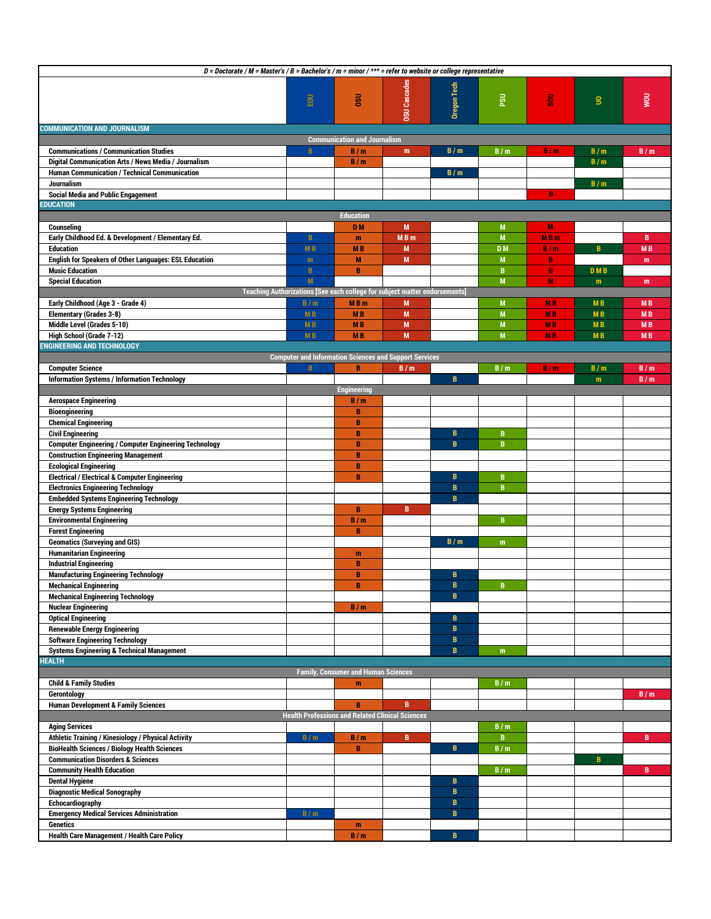| D = Doctorate / M = Master's / B = Bachelor's / m = minor / *** = refer to website or college representative | | | | | | | | |
|---|---|---|---|---|---|---|---|---|
| | EOU | OSU | OSU Cascades | Oregon Tech | PSU | SOU | UO | WOU |
| **COMMUNICATION AND JOURNALISM** | | | | | | | | |
| **Communication and Journalism** | | | | | | | | |
| Communications / Communication Studies | B | B / m | m | B / m | B / m | B / m | B / m | B / m |
| Digital Communication Arts / News Media / Journalism | | B / m | | | | | B / m | |
| Human Communication / Technical Communication | | | | B / m | | | | |
| Journalism | | | | | | | B / m | |
| Social Media and Public Engagement | | | | | | B | | |
| **EDUCATION** | | | | | | | | |
| **Education** | | | | | | | | |
| Counseling | | D M | M | | M | M | | |
| Early Childhood Ed. & Development / Elementary Ed. | B | m | M B m | | M | M B m | | B |
| Education | M B | M B | M | | D M | B / m | B | M B |
| English for Speakers of Other Languages: ESL Education | m | M | M | | M | B | | m |
| Music Education | B | B | | | B | B | D M B | |
| Special Education | M | | | | M | M | m | m |
| **Teaching Authorizations [See each college for subject matter endorsements]** | | | | | | | | |
| Early Childhood (Age 3 - Grade 4) | B / m | M B m | M | | M | M B | M B | M B |
| Elementary (Grades 3-8) | M B | M B | M | | M | M B | M B | M B |
| Middle Level (Grades 5-10) | M B | M B | M | | M | M B | M B | M B |
| High School (Grade 7-12) | M B | M B | M | | M | M B | M B | M B |
| **ENGINEERING AND TECHNOLOGY** | | | | | | | | |
| **Computer and Information Sciences and Support Services** | | | | | | | | |
| Computer Science | B | B | B / m | | B / m | B / m | B / m | B / m |
| Information Systems / Information Technology | | | | B | | | m | B / m |
| **Engineering** | | | | | | | | |
| Aerospace Engineering | | B / m | | | | | | |
| Bioengineering | | B | | | | | | |
| Chemical Engineering | | B | | | | | | |
| Civil Engineering | | B | | B | B | | | |
| Computer Engineering / Computer Engineering Technology | | B | | B | B | | | |
| Construction Engineering Management | | B | | | | | | |
| Ecological Engineering | | B | | | | | | |
| Electrical / Electrical & Computer Engineering | | B | | B | B | | | |
| Electronics Engineering Technology | | | | B | B | | | |
| Embedded Systems Engineering Technology | | | | B | | | | |
| Energy Systems Engineering | | B | B | | | | | |
| Environmental Engineering | | B / m | | | B | | | |
| Forest Engineering | | B | | | | | | |
| Geomatics (Surveying and GIS) | | | | B / m | m | | | |
| Humanitarian Engineering | | m | | | | | | |
| Industrial Engineering | | B | | | | | | |
| Manufacturing Engineering Technology | | B | | B | | | | |
| Mechanical Engineering | | B | | B | B | | | |
| Mechanical Engineering Technology | | | | B | | | | |
| Nuclear Engineering | | B / m | | | | | | |
| Optical Engineering | | | | B | | | | |
| Renewable Energy Engineering | | | | B | | | | |
| Software Engineering Technology | | | | B | | | | |
| Systems Engineering & Technical Management | | | | B | m | | | |
| **HEALTH** | | | | | | | | |
| **Family, Consumer and Human Sciences** | | | | | | | | |
| Child & Family Studies | | m | | | B / m | | | |
| Gerontology | | | | | | | | B / m |
| Human Development & Family Sciences | | B | B | | | | | |
| **Health Professions and Related Clinical Sciences** | | | | | | | | |
| Aging Services | | | | | B / m | | | |
| Athletic Training / Kinesiology / Physical Activity | B / m | B / m | B | | B | | | B |
| BioHealth Sciences / Biology Health Sciences | | B | | B | B / m | | | |
| Communication Disorders & Sciences | | | | | | | B | |
| Community Health Education | | | | | B / m | | | B |
| Dental Hygiene | | | | B | | | | |
| Diagnostic Medical Sonography | | | | B | | | | |
| Echocardiography | | | | B | | | | |
| Emergency Medical Services Administration | B / m | | | B | | | | |
| Genetics | | m | | | | | | |
| Health Care Management / Health Care Policy | | B / m | | B | | | | |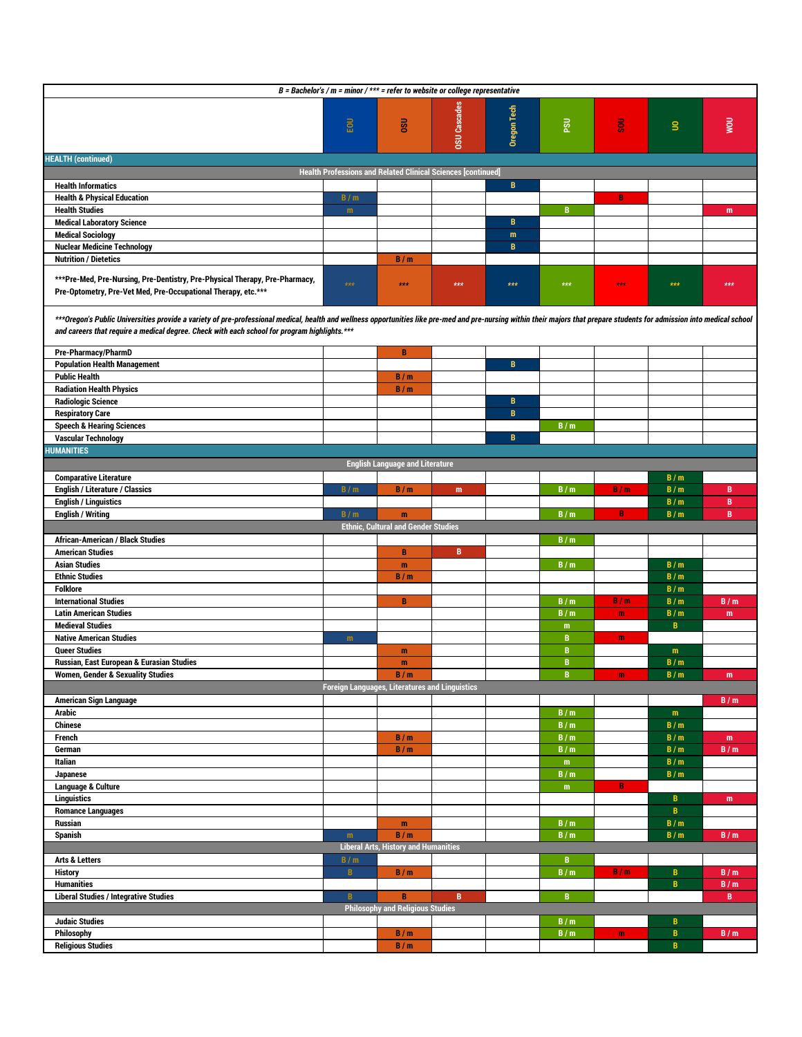| B = Bachelor's / m = minor / *** = refer to website or college representative | | | | | | | | |
|---|---|---|---|---|---|---|---|---|
| | EOU | OSU | OSU Cascades | Oregon Tech | PSU | SOU | UO | WOU |
| **HEALTH (continued)** | | | | | | | | |
| **Health Professions and Related Clinical Sciences [continued]** | | | | | | | | |
| Health Informatics | | | | B | | | | |
| Health & Physical Education | B / m | | | | | B | | |
| Health Studies | m | | | | B | | | m |
| Medical Laboratory Science | | | | B | | | | |
| Medical Sociology | | | | m | | | | |
| Nuclear Medicine Technology | | | | B | | | | |
| Nutrition / Dietetics | | B / m | | | | | | |
| ***Pre-Med, Pre-Nursing, Pre-Dentistry, Pre-Physical Therapy, Pre-Pharmacy, Pre-Optometry, Pre-Vet Med, Pre-Occupational Therapy, etc.*** | *** | *** | *** | *** | *** | *** | *** | *** |
| ***Oregon's Public Universities provide a variety of pre-professional medical, health and wellness opportunities like pre-med and pre-nursing within their majors that prepare students for admission into medical school and careers that require a medical degree. Check with each school for program highlights.*** | | | | | | | | |
| Pre-Pharmacy/PharmD | | B | | | | | | |
| Population Health Management | | | | B | | | | |
| Public Health | | B / m | | | | | | |
| Radiation Health Physics | | B / m | | | | | | |
| Radiologic Science | | | | B | | | | |
| Respiratory Care | | | | B | | | | |
| Speech & Hearing Sciences | | | | | B / m | | | |
| Vascular Technology | | | | B | | | | |
| **HUMANITIES** | | | | | | | | |
| **English Language and Literature** | | | | | | | | |
| Comparative Literature | | | | | | | B / m | |
| English / Literature / Classics | B / m | B / m | m | | B / m | B / m | B / m | B |
| English / Linguistics | | | | | | | B / m | B |
| English / Writing | B / m | m | | | B / m | B | B / m | B |
| **Ethnic, Cultural and Gender Studies** | | | | | | | | |
| African-American / Black Studies | | | | | B / m | | | |
| American Studies | | B | B | | | | | |
| Asian Studies | | m | | | B / m | | B / m | |
| Ethnic Studies | | B / m | | | | | B / m | |
| Folklore | | | | | | | B / m | |
| International Studies | | B | | | B / m | B / m | B / m | B / m |
| Latin American Studies | | | | | B / m | m | B / m | m |
| Medieval Studies | | | | | m | | B | |
| Native American Studies | m | | | | B | m | | |
| Queer Studies | | m | | | B | | m | |
| Russian, East European & Eurasian Studies | | m | | | B | | B / m | |
| Women, Gender & Sexuality Studies | | B / m | | | B | m | B / m | m |
| **Foreign Languages, Literatures and Linguistics** | | | | | | | | |
| American Sign Language | | | | | | | | B / m |
| Arabic | | | | | B / m | | m | |
| Chinese | | | | | B / m | | B / m | |
| French | | B / m | | | B / m | | B / m | m |
| German | | B / m | | | B / m | | B / m | B / m |
| Italian | | | | | m | | B / m | |
| Japanese | | | | | B / m | | B / m | |
| Language & Culture | | | | | m | B | | |
| Linguistics | | | | | | | B | m |
| Romance Languages | | | | | | | B | |
| Russian | | m | | | B / m | | B / m | |
| Spanish | m | B / m | | | B / m | | B / m | B / m |
| **Liberal Arts, History and Humanities** | | | | | | | | |
| Arts & Letters | B / m | | | | B | | | |
| History | B | B / m | | | B / m | B / m | B | B / m |
| Humanities | | | | | | | B | B / m |
| Liberal Studies / Integrative Studies | B | B | B | | B | | | B |
| **Philosophy and Religious Studies** | | | | | | | | |
| Judaic Studies | | | | | B / m | | B | |
| Philosophy | | B / m | | | B / m | m | B | B / m |
| Religious Studies | | B / m | | | | | B | |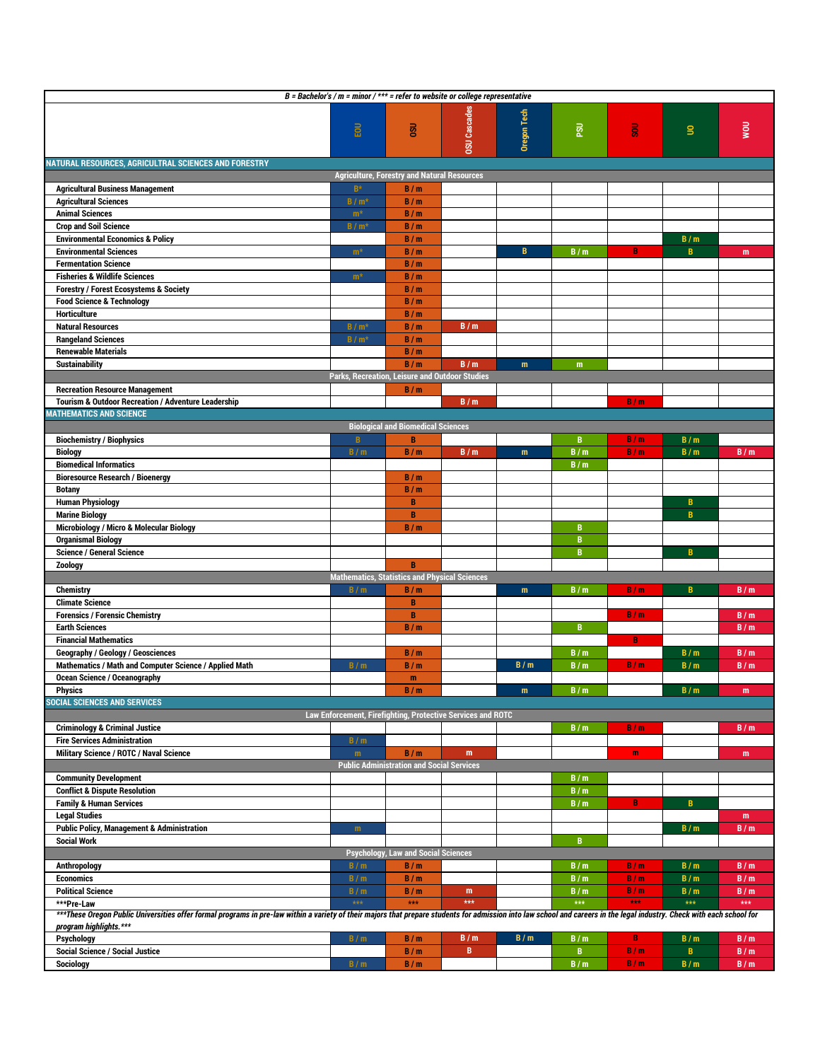| B = Bachelor's / m = minor / *** = refer to website or college representative | EOU | OSU | OSU Cascades | Oregon Tech | PSU | SOU | UO | WOU |
|---|---|---|---|---|---|---|---|---|
| **NATURAL RESOURCES, AGRICULTRAL SCIENCES AND FORESTRY** | | | | | | | | |
| **Agriculture, Forestry and Natural Resources** | | | | | | | | |
| Agricultural Business Management | B* | B / m | | | | | | |
| Agricultural Sciences | B / m* | B / m | | | | | | |
| Animal Sciences | m* | B / m | | | | | | |
| Crop and Soil Science | B / m* | B / m | | | | | | |
| Environmental Economics & Policy | | B / m | | | | | B / m | |
| Environmental Sciences | m* | B / m | | B | B / m | B | B | m |
| Fermentation Science | | B / m | | | | | | |
| Fisheries & Wildlife Sciences | m* | B / m | | | | | | |
| Forestry / Forest Ecosystems & Society | | B / m | | | | | | |
| Food Science & Technology | | B / m | | | | | | |
| Horticulture | | B / m | | | | | | |
| Natural Resources | B / m* | B / m | B / m | | | | | |
| Rangeland Sciences | B / m* | B / m | | | | | | |
| Renewable Materials | | B / m | | | | | | |
| Sustainability | | B / m | B / m | m | m | | | |
| **Parks, Recreation, Leisure and Outdoor Studies** | | | | | | | | |
| Recreation Resource Management | | B / m | | | | | | |
| Tourism & Outdoor Recreation / Adventure Leadership | | | B / m | | | B / m | | |
| **MATHEMATICS AND SCIENCE** | | | | | | | | |
| **Biological and Biomedical Sciences** | | | | | | | | |
| Biochemistry / Biophysics | B | B | | | B | B / m | B / m | |
| Biology | B / m | B / m | B / m | m | B / m | B / m | B / m | B / m |
| Biomedical Informatics | | | | | B / m | | | |
| Bioresource Research / Bioenergy | | B / m | | | | | | |
| Botany | | B / m | | | | | | |
| Human Physiology | | B | | | | | B | |
| Marine Biology | | B | | | | | B | |
| Microbiology / Micro & Molecular Biology | | B / m | | | B | | | |
| Organismal Biology | | | | | B | | | |
| Science / General Science | | | | | B | | B | |
| Zoology | | B | | | | | | |
| **Mathematics, Statistics and Physical Sciences** | | | | | | | | |
| Chemistry | B / m | B / m | | m | B / m | B / m | B | B / m |
| Climate Science | | B | | | | | | |
| Forensics / Forensic Chemistry | | B | | | | B / m | | B / m |
| Earth Sciences | | B / m | | | B | | | B / m |
| Financial Mathematics | | | | | | B | | |
| Geography / Geology / Geosciences | | B / m | | | B / m | | B / m | B / m |
| Mathematics / Math and Computer Science / Applied Math | B / m | B / m | | B / m | B / m | B / m | B / m | B / m |
| Ocean Science / Oceanography | | m | | | | | | |
| Physics | | B / m | | m | B / m | | B / m | m |
| **SOCIAL SCIENCES AND SERVICES** | | | | | | | | |
| **Law Enforcement, Firefighting, Protective Services and ROTC** | | | | | | | | |
| Criminology & Criminal Justice | | | | | B / m | B / m | | B / m |
| Fire Services Administration | B / m | | | | | | | |
| Military Science / ROTC / Naval Science | m | B / m | m | | | m | | m |
| **Public Administration and Social Services** | | | | | | | | |
| Community Development | | | | | B / m | | | |
| Conflict & Dispute Resolution | | | | | B / m | | | |
| Family & Human Services | | | | | B / m | B | B | |
| Legal Studies | | | | | | | | m |
| Public Policy, Management & Administration | m | | | | | | B / m | B / m |
| Social Work | | | | | B | | | |
| **Psychology, Law and Social Sciences** | | | | | | | | |
| Anthropology | B / m | B / m | | | B / m | B / m | B / m | B / m |
| Economics | B / m | B / m | | | B / m | B / m | B / m | B / m |
| Political Science | B / m | B / m | m | | B / m | B / m | B / m | B / m |
| ***Pre-Law | *** | *** | *** | | *** | *** | *** | *** |
| *\*\*\*These Oregon Public Universities offer formal programs in pre-law within a variety of their majors that prepare students for admission into law school and careers in the legal industry. Check with each school for program highlights.\*\*\** | | | | | | | | |
| Psychology | B / m | B / m | B / m | B / m | B / m | B | B / m | B / m |
| Social Science / Social Justice | | B / m | B | | B | B / m | B | B / m |
| Sociology | B / m | B / m | | | B / m | B / m | B / m | B / m |